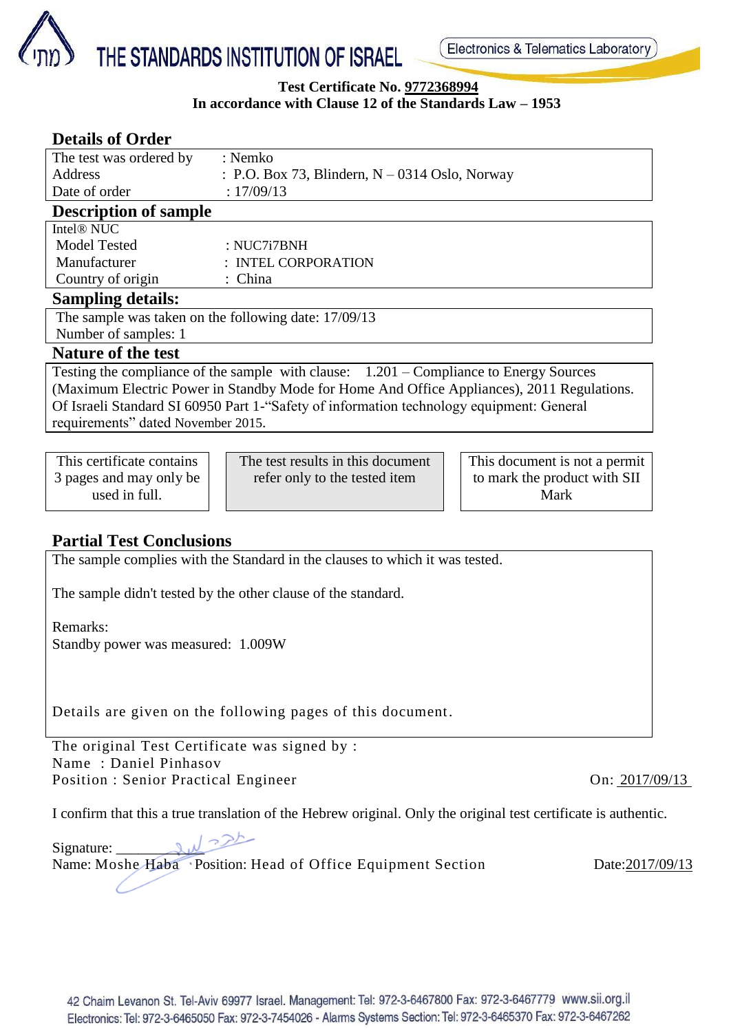# THE STANDARDS INSTITUTION OF ISRAEL

Electronics & Telematics Laboratory

**Test Certificate No. 9772368994**
**In accordance with Clause 12 of the Standards Law – 1953**

## Details of Order

| | |
|---|---|
| The test was ordered by | : Nemko |
| Address | : P.O. Box 73, Blindern, N – 0314 Oslo, Norway |
| Date of order | : 17/09/13 |

## Description of sample

Intel® NUC

| | |
|---|---|
| Model Tested | : NUC7i7BNH |
| Manufacturer | : INTEL CORPORATION |
| Country of origin | : China |

## Sampling details:

The sample was taken on the following date: 17/09/13
Number of samples: 1

## Nature of the test

Testing the compliance of the sample with clause: 1.201 – Compliance to Energy Sources (Maximum Electric Power in Standby Mode for Home And Office Appliances), 2011 Regulations. Of Israeli Standard SI 60950 Part 1-"Safety of information technology equipment: General requirements" dated November 2015.

| This certificate contains 3 pages and may only be used in full. | The test results in this document refer only to the tested item | This document is not a permit to mark the product with SII Mark |
|---|---|---|

## Partial Test Conclusions

The sample complies with the Standard in the clauses to which it was tested.

The sample didn't tested by the other clause of the standard.

Remarks:
Standby power was measured: 1.009W

Details are given on the following pages of this document.

The original Test Certificate was signed by :
Name : Daniel Pinhasov
Position : Senior Practical Engineer On: 2017/09/13

I confirm that this a true translation of the Hebrew original. Only the original test certificate is authentic.

Signature: ________
Name: Moshe Haba Position: Head of Office Equipment Section Date: 2017/09/13

42 Chaim Levanon St. Tel-Aviv 69977 Israel. Management: Tel: 972-3-6467800 Fax: 972-3-6467779 www.sii.org.il
Electronics: Tel: 972-3-6465050 Fax: 972-3-7454026 - Alarms Systems Section: Tel: 972-3-6465370 Fax: 972-3-6467262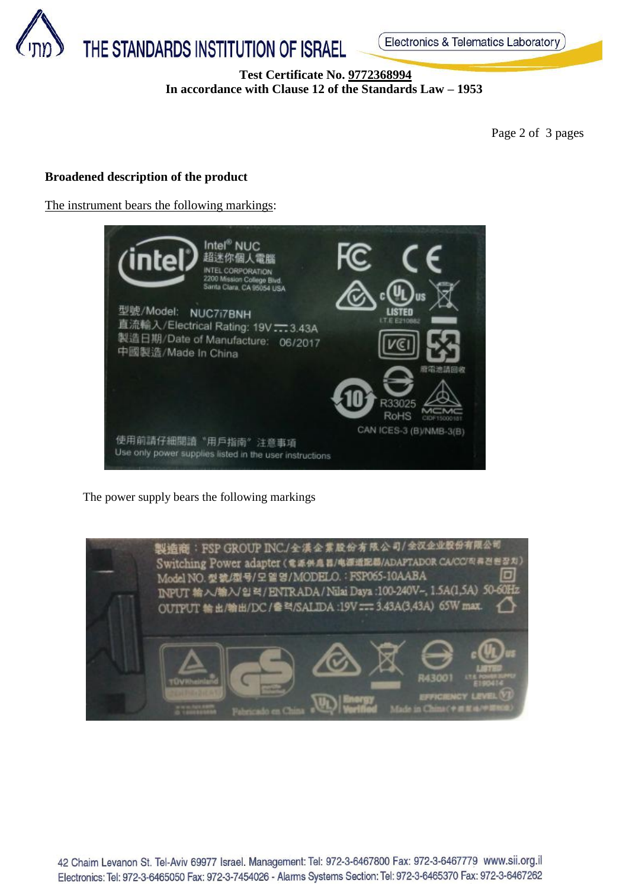**Test Certificate No. 9772368994**
**In accordance with Clause 12 of the Standards Law – 1953**

Page 2 of 3 pages

**Broadened description of the product**

The instrument bears the following markings:

Intel® NUC
超迷你個人電腦
INTEL CORPORATION
2200 Mission College Blvd.
Santa Clara, CA 95054 USA

型號/Model: NUC7i7BNH
直流輸入/Electrical Rating: 19V ⎓ 3.43A
製造日期/Date of Manufacture: 06/2017
中國製造/Made In China

LISTED
I.T.E E210882
廢電池請回收
R33025
RoHS
CIDF15000181
CAN ICES-3 (B)/NMB-3(B)

使用前請仔細閱讀"用戶指南"注意事項
Use only power supplies listed in the user instructions

The power supply bears the following markings

製造商：FSP GROUP INC./全漢企業股份有限公司/全汉企业股份有限公司
Switching Power adapter
Model NO. 型號/型号/모델명/MODELO.: FSP065-10AABA
INPUT 輸入/输入/입력/ENTRADA/Nilai Daya :100-240V~, 1.5A(1,5A) 50-60Hz
OUTPUT 輸出/输出/DC/출력/SALIDA :19V ⎓ 3.43A(3,43A) 65W max.

R43001
LISTED
I.T.E. POWER SUPPLY
E190414
EFFICIENCY LEVEL VI
Fabricado en China
Energy Verified
Made in China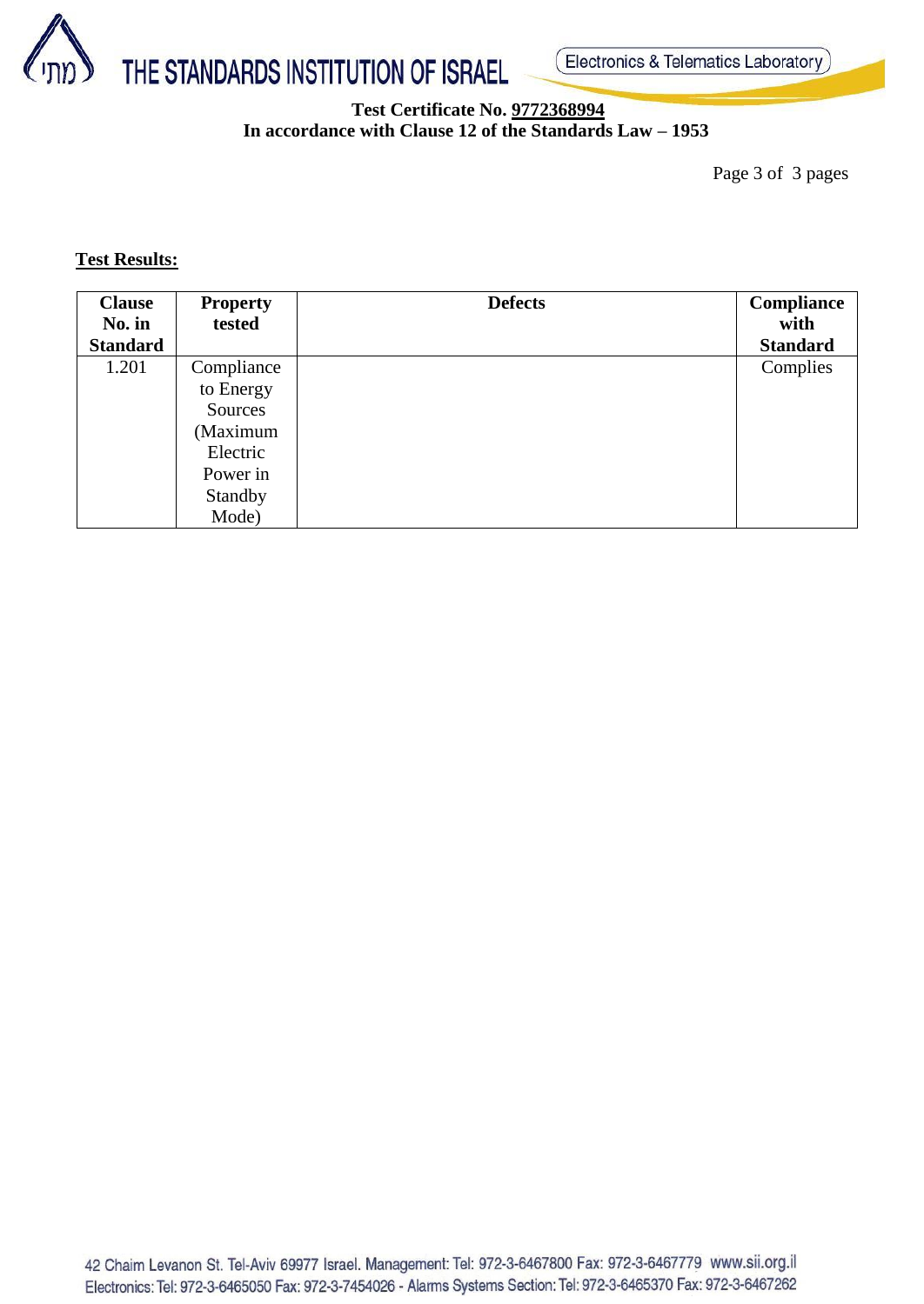**Test Certificate No. 9772368994**
**In accordance with Clause 12 of the Standards Law – 1953**

**Test Results:**

| Clause No. in Standard | Property tested | Defects | Compliance with Standard |
|---|---|---|---|
| 1.201 | Compliance to Energy Sources (Maximum Electric Power in Standby Mode) | | Complies |